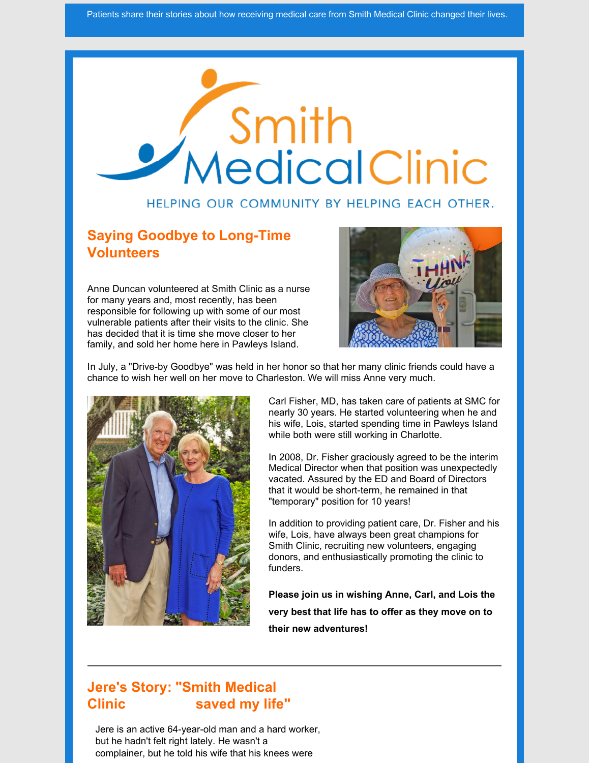Patients share their stories about how receiving medical care from Smith Medical Clinic changed their lives.

# Smith Medical Clinic

HELPING OUR COMMUNITY BY HELPING EACH OTHER.

## Saying Goodbye to Long-Time Volunteers

Anne Duncan volunteered at Smith Clinic as a nurse for many years and, most recently, has been responsible for following up with some of our most vulnerable patients after their visits to the clinic. She has decided that it is time she move closer to her family, and sold her home here in Pawleys Island.

In July, a "Drive-by Goodbye" was held in her honor so that her many clinic friends could have a chance to wish her well on her move to Charleston. We will miss Anne very much.

Carl Fisher, MD, has taken care of patients at SMC for nearly 30 years. He started volunteering when he and his wife, Lois, started spending time in Pawleys Island while both were still working in Charlotte.

In 2008, Dr. Fisher graciously agreed to be the interim Medical Director when that position was unexpectedly vacated. Assured by the ED and Board of Directors that it would be short-term, he remained in that "temporary" position for 10 years!

In addition to providing patient care, Dr. Fisher and his wife, Lois, have always been great champions for Smith Clinic, recruiting new volunteers, engaging donors, and enthusiastically promoting the clinic to funders.

**Please join us in wishing Anne, Carl, and Lois the very best that life has to offer as they move on to their new adventures!**

---

## Jere's Story: "Smith Medical Clinic saved my life"

Jere is an active 64-year-old man and a hard worker, but he hadn't felt right lately. He wasn't a complainer, but he told his wife that his knees were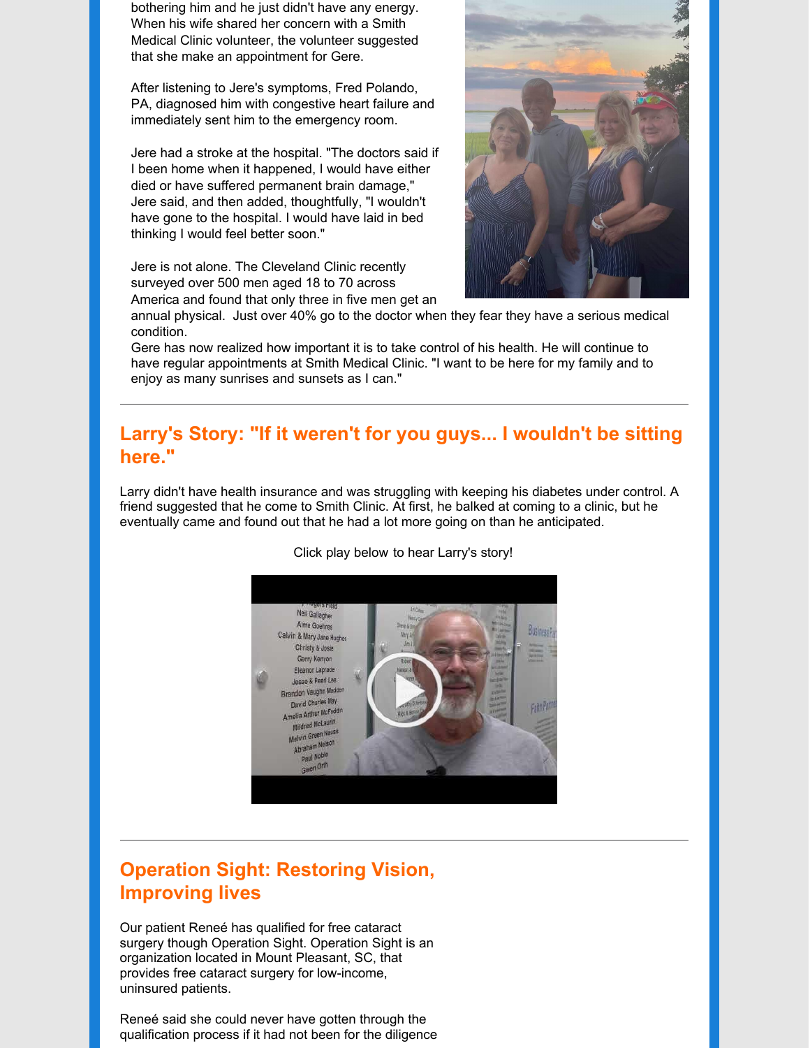bothering him and he just didn't have any energy. When his wife shared her concern with a Smith Medical Clinic volunteer, the volunteer suggested that she make an appointment for Gere.

After listening to Jere's symptoms, Fred Polando, PA, diagnosed him with congestive heart failure and immediately sent him to the emergency room.

Jere had a stroke at the hospital. "The doctors said if I been home when it happened, I would have either died or have suffered permanent brain damage," Jere said, and then added, thoughtfully, "I wouldn't have gone to the hospital. I would have laid in bed thinking I would feel better soon."

Jere is not alone. The Cleveland Clinic recently surveyed over 500 men aged 18 to 70 across America and found that only three in five men get an annual physical. Just over 40% go to the doctor when they fear they have a serious medical condition.
Gere has now realized how important it is to take control of his health. He will continue to have regular appointments at Smith Medical Clinic. "I want to be here for my family and to enjoy as many sunrises and sunsets as I can."

---

## Larry's Story: "If it weren't for you guys... I wouldn't be sitting here."

Larry didn't have health insurance and was struggling with keeping his diabetes under control. A friend suggested that he come to Smith Clinic. At first, he balked at coming to a clinic, but he eventually came and found out that he had a lot more going on than he anticipated.

Click play below to hear Larry's story!

---

## Operation Sight: Restoring Vision, Improving lives

Our patient Reneé has qualified for free cataract surgery though Operation Sight. Operation Sight is an organization located in Mount Pleasant, SC, that provides free cataract surgery for low-income, uninsured patients.

Reneé said she could never have gotten through the qualification process if it had not been for the diligence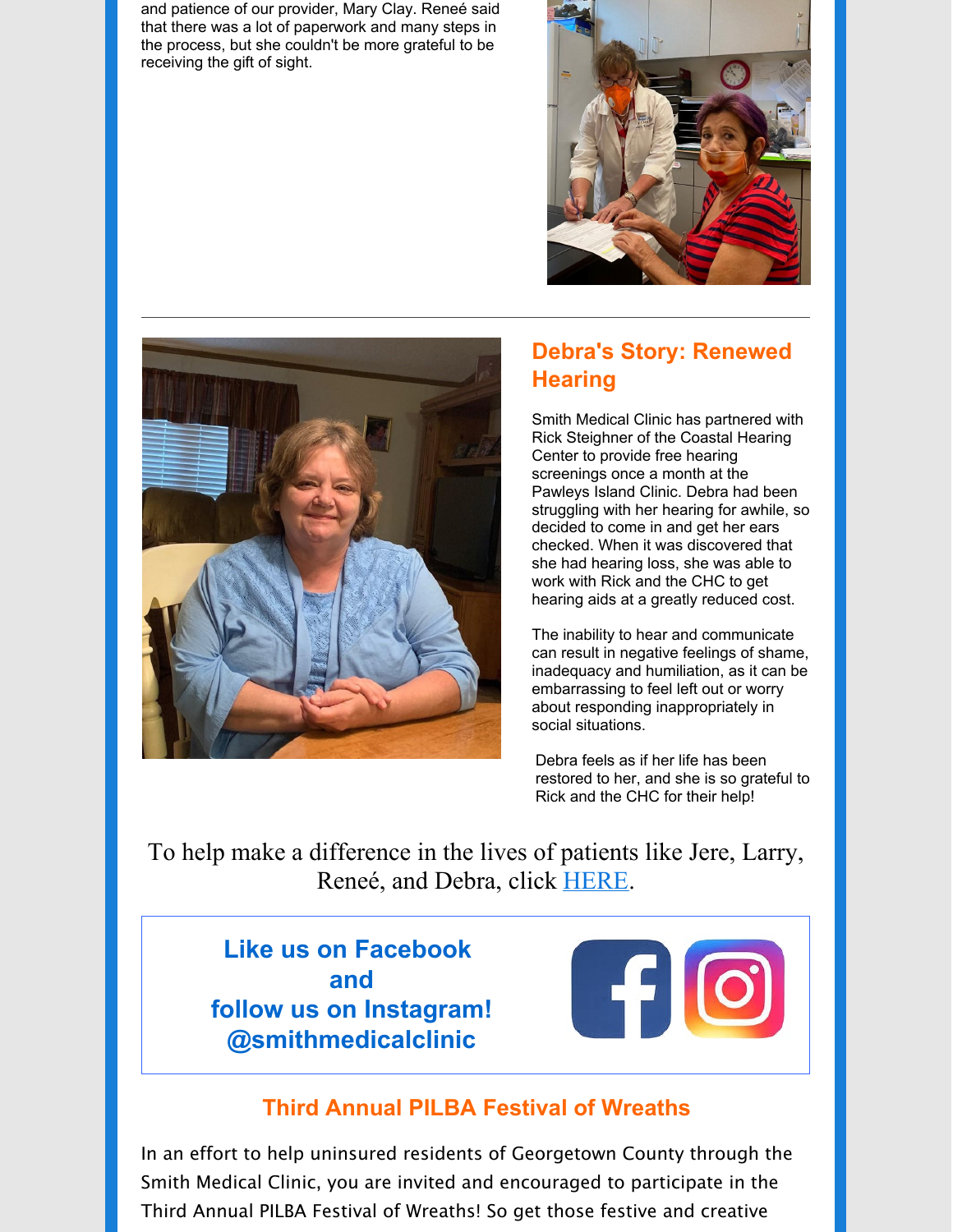and patience of our provider, Mary Clay. Reneé said that there was a lot of paperwork and many steps in the process, but she couldn't be more grateful to be receiving the gift of sight.

---

## Debra's Story: Renewed Hearing

Smith Medical Clinic has partnered with Rick Steighner of the Coastal Hearing Center to provide free hearing screenings once a month at the Pawleys Island Clinic. Debra had been struggling with her hearing for awhile, so decided to come in and get her ears checked. When it was discovered that she had hearing loss, she was able to work with Rick and the CHC to get hearing aids at a greatly reduced cost.

The inability to hear and communicate can result in negative feelings of shame, inadequacy and humiliation, as it can be embarrassing to feel left out or worry about responding inappropriately in social situations.

Debra feels as if her life has been restored to her, and she is so grateful to Rick and the CHC for their help!

To help make a difference in the lives of patients like Jere, Larry, Reneé, and Debra, click HERE.

**Like us on Facebook and follow us on Instagram! @smithmedicalclinic**

## Third Annual PILBA Festival of Wreaths

In an effort to help uninsured residents of Georgetown County through the Smith Medical Clinic, you are invited and encouraged to participate in the Third Annual PILBA Festival of Wreaths! So get those festive and creative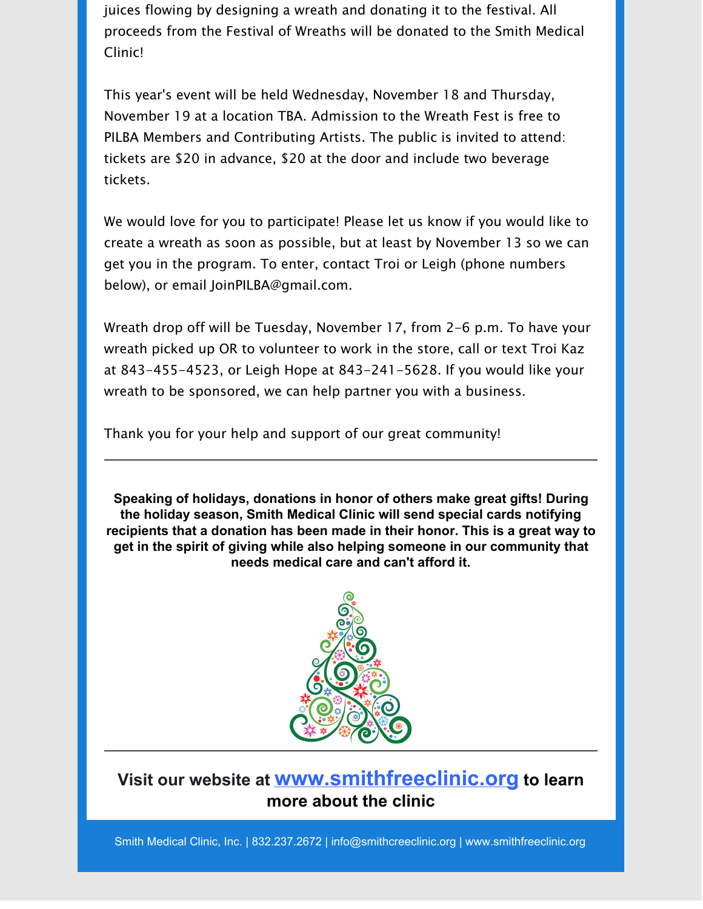juices flowing by designing a wreath and donating it to the festival. All proceeds from the Festival of Wreaths will be donated to the Smith Medical Clinic!

This year's event will be held Wednesday, November 18 and Thursday, November 19 at a location TBA. Admission to the Wreath Fest is free to PILBA Members and Contributing Artists. The public is invited to attend: tickets are $20 in advance, $20 at the door and include two beverage tickets.

We would love for you to participate! Please let us know if you would like to create a wreath as soon as possible, but at least by November 13 so we can get you in the program. To enter, contact Troi or Leigh (phone numbers below), or email JoinPILBA@gmail.com.

Wreath drop off will be Tuesday, November 17, from 2-6 p.m. To have your wreath picked up OR to volunteer to work in the store, call or text Troi Kaz at 843-455-4523, or Leigh Hope at 843-241-5628. If you would like your wreath to be sponsored, we can help partner you with a business.

Thank you for your help and support of our great community!

---

**Speaking of holidays, donations in honor of others make great gifts! During the holiday season, Smith Medical Clinic will send special cards notifying recipients that a donation has been made in their honor. This is a great way to get in the spirit of giving while also helping someone in our community that needs medical care and can't afford it.**

---

**Visit our website at [www.smithfreeclinic.org](http://www.smithfreeclinic.org) to learn more about the clinic**

Smith Medical Clinic, Inc. | 832.237.2672 | info@smithcreeclinic.org | www.smithfreeclinic.org